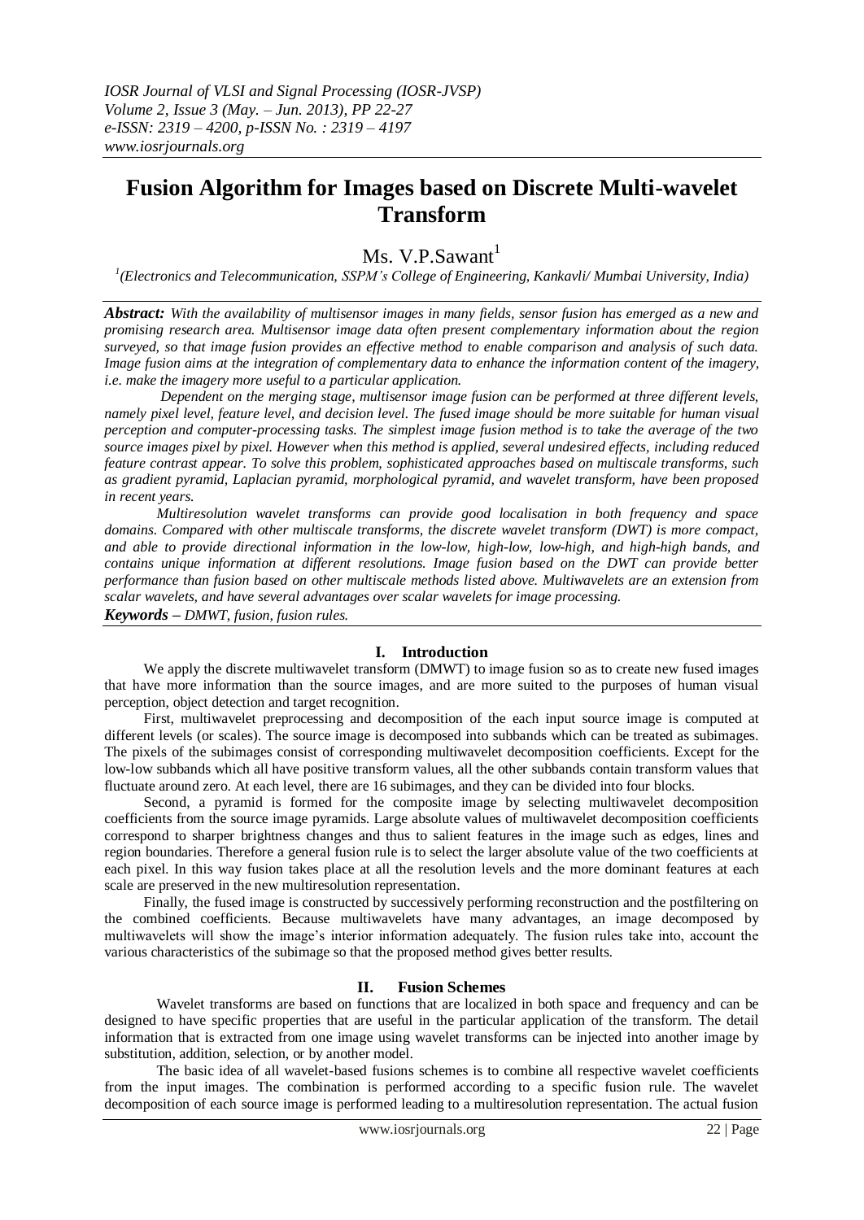# Fusion Algorithm for Images based on Discrete Multi-wavelet Transform

Ms. V.P.Sawant[1]

[1](Electronics and Telecommunication, SSPM's College of Engineering, Kankavli/ Mumbai University, India)

***Abstract:*** *With the availability of multisensor images in many fields, sensor fusion has emerged as a new and promising research area. Multisensor image data often present complementary information about the region surveyed, so that image fusion provides an effective method to enable comparison and analysis of such data. Image fusion aims at the integration of complementary data to enhance the information content of the imagery, i.e. make the imagery more useful to a particular application.*

*Dependent on the merging stage, multisensor image fusion can be performed at three different levels, namely pixel level, feature level, and decision level. The fused image should be more suitable for human visual perception and computer-processing tasks. The simplest image fusion method is to take the average of the two source images pixel by pixel. However when this method is applied, several undesired effects, including reduced feature contrast appear. To solve this problem, sophisticated approaches based on multiscale transforms, such as gradient pyramid, Laplacian pyramid, morphological pyramid, and wavelet transform, have been proposed in recent years.*

*Multiresolution wavelet transforms can provide good localisation in both frequency and space domains. Compared with other multiscale transforms, the discrete wavelet transform (DWT) is more compact, and able to provide directional information in the low-low, high-low, low-high, and high-high bands, and contains unique information at different resolutions. Image fusion based on the DWT can provide better performance than fusion based on other multiscale methods listed above. Multiwavelets are an extension from scalar wavelets, and have several advantages over scalar wavelets for image processing.*

***Keywords –*** *DMWT, fusion, fusion rules.*

## I. Introduction

We apply the discrete multiwavelet transform (DMWT) to image fusion so as to create new fused images that have more information than the source images, and are more suited to the purposes of human visual perception, object detection and target recognition.

First, multiwavelet preprocessing and decomposition of the each input source image is computed at different levels (or scales). The source image is decomposed into subbands which can be treated as subimages. The pixels of the subimages consist of corresponding multiwavelet decomposition coefficients. Except for the low-low subbands which all have positive transform values, all the other subbands contain transform values that fluctuate around zero. At each level, there are 16 subimages, and they can be divided into four blocks.

Second, a pyramid is formed for the composite image by selecting multiwavelet decomposition coefficients from the source image pyramids. Large absolute values of multiwavelet decomposition coefficients correspond to sharper brightness changes and thus to salient features in the image such as edges, lines and region boundaries. Therefore a general fusion rule is to select the larger absolute value of the two coefficients at each pixel. In this way fusion takes place at all the resolution levels and the more dominant features at each scale are preserved in the new multiresolution representation.

Finally, the fused image is constructed by successively performing reconstruction and the postfiltering on the combined coefficients. Because multiwavelets have many advantages, an image decomposed by multiwavelets will show the image's interior information adequately. The fusion rules take into, account the various characteristics of the subimage so that the proposed method gives better results.

## II. Fusion Schemes

Wavelet transforms are based on functions that are localized in both space and frequency and can be designed to have specific properties that are useful in the particular application of the transform. The detail information that is extracted from one image using wavelet transforms can be injected into another image by substitution, addition, selection, or by another model.

The basic idea of all wavelet-based fusions schemes is to combine all respective wavelet coefficients from the input images. The combination is performed according to a specific fusion rule. The wavelet decomposition of each source image is performed leading to a multiresolution representation. The actual fusion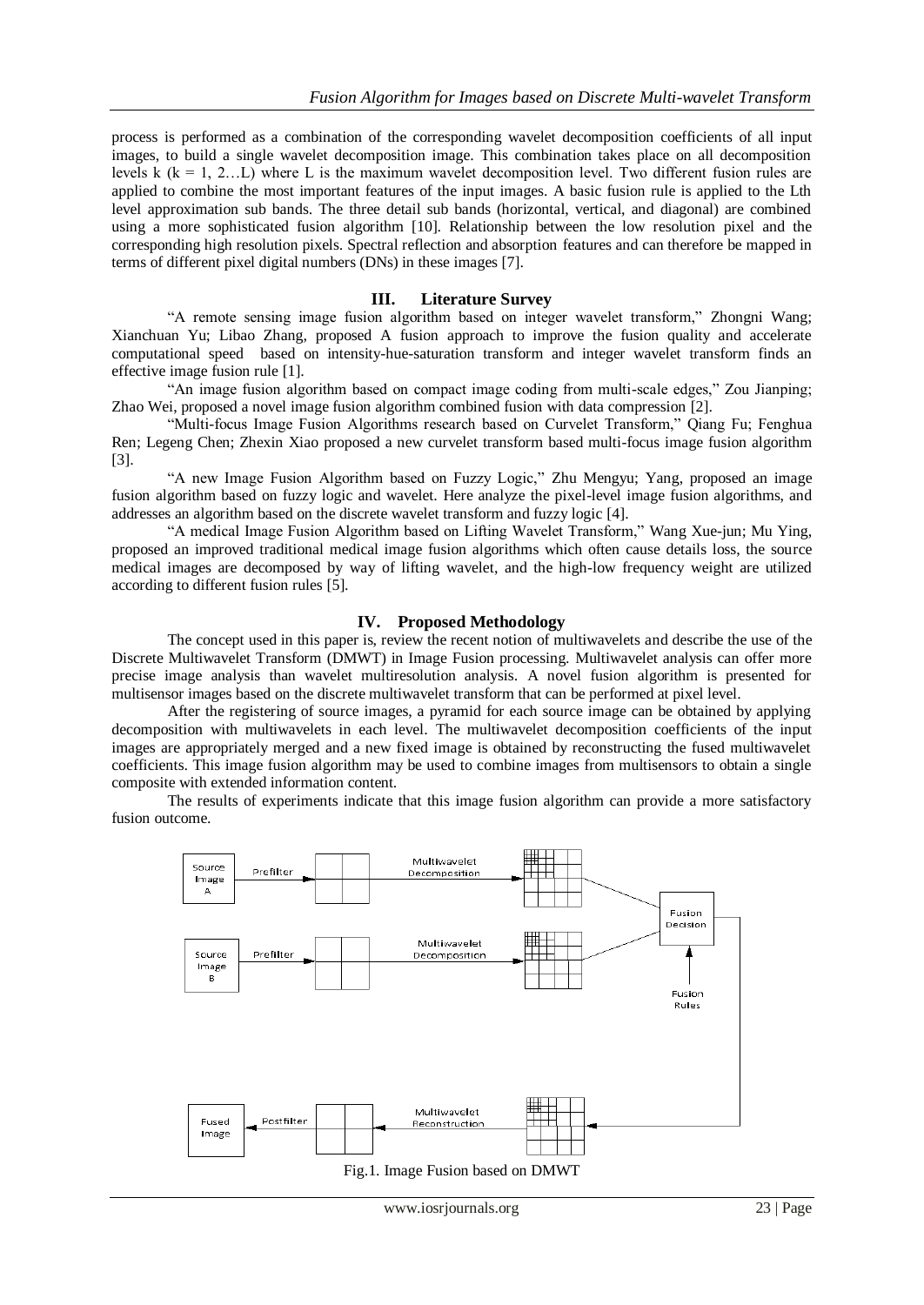process is performed as a combination of the corresponding wavelet decomposition coefficients of all input images, to build a single wavelet decomposition image. This combination takes place on all decomposition levels k (k = 1, 2…L) where L is the maximum wavelet decomposition level. Two different fusion rules are applied to combine the most important features of the input images. A basic fusion rule is applied to the Lth level approximation sub bands. The three detail sub bands (horizontal, vertical, and diagonal) are combined using a more sophisticated fusion algorithm [10]. Relationship between the low resolution pixel and the corresponding high resolution pixels. Spectral reflection and absorption features and can therefore be mapped in terms of different pixel digital numbers (DNs) in these images [7].

## III. Literature Survey

"A remote sensing image fusion algorithm based on integer wavelet transform," Zhongni Wang; Xianchuan Yu; Libao Zhang, proposed A fusion approach to improve the fusion quality and accelerate computational speed based on intensity-hue-saturation transform and integer wavelet transform finds an effective image fusion rule [1].

"An image fusion algorithm based on compact image coding from multi-scale edges," Zou Jianping; Zhao Wei, proposed a novel image fusion algorithm combined fusion with data compression [2].

"Multi-focus Image Fusion Algorithms research based on Curvelet Transform," Qiang Fu; Fenghua Ren; Legeng Chen; Zhexin Xiao proposed a new curvelet transform based multi-focus image fusion algorithm [3].

"A new Image Fusion Algorithm based on Fuzzy Logic," Zhu Mengyu; Yang, proposed an image fusion algorithm based on fuzzy logic and wavelet. Here analyze the pixel-level image fusion algorithms, and addresses an algorithm based on the discrete wavelet transform and fuzzy logic [4].

"A medical Image Fusion Algorithm based on Lifting Wavelet Transform," Wang Xue-jun; Mu Ying, proposed an improved traditional medical image fusion algorithms which often cause details loss, the source medical images are decomposed by way of lifting wavelet, and the high-low frequency weight are utilized according to different fusion rules [5].

## IV. Proposed Methodology

The concept used in this paper is, review the recent notion of multiwavelets and describe the use of the Discrete Multiwavelet Transform (DMWT) in Image Fusion processing. Multiwavelet analysis can offer more precise image analysis than wavelet multiresolution analysis. A novel fusion algorithm is presented for multisensor images based on the discrete multiwavelet transform that can be performed at pixel level.

After the registering of source images, a pyramid for each source image can be obtained by applying decomposition with multiwavelets in each level. The multiwavelet decomposition coefficients of the input images are appropriately merged and a new fixed image is obtained by reconstructing the fused multiwavelet coefficients. This image fusion algorithm may be used to combine images from multisensors to obtain a single composite with extended information content.

The results of experiments indicate that this image fusion algorithm can provide a more satisfactory fusion outcome.

Fig.1. Image Fusion based on DMWT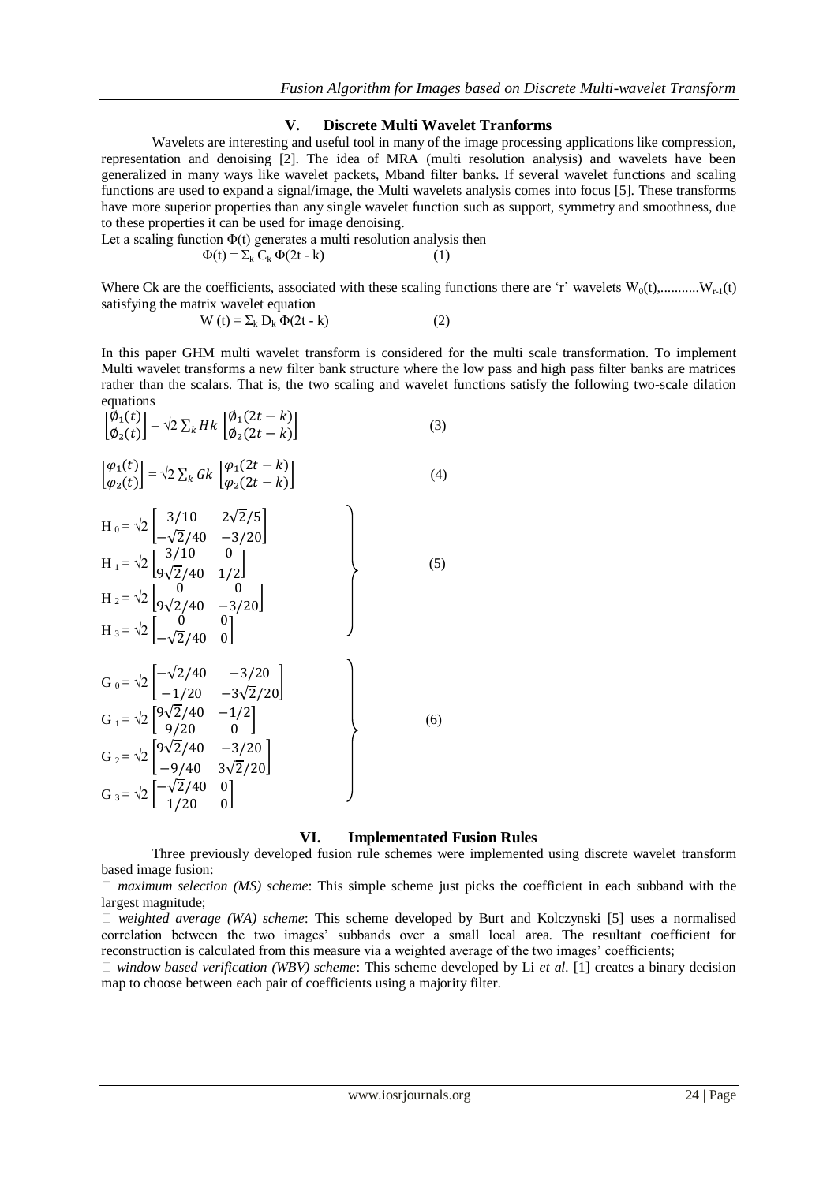## V. Discrete Multi Wavelet Tranforms

Wavelets are interesting and useful tool in many of the image processing applications like compression, representation and denoising [2]. The idea of MRA (multi resolution analysis) and wavelets have been generalized in many ways like wavelet packets, Mband filter banks. If several wavelet functions and scaling functions are used to expand a signal/image, the Multi wavelets analysis comes into focus [5]. These transforms have more superior properties than any single wavelet function such as support, symmetry and smoothness, due to these properties it can be used for image denoising.

Let a scaling function $\Phi(t)$ generates a multi resolution analysis then

$$\Phi(t) = \Sigma_k C_k \Phi(2t - k) \quad (1)$$

Where Ck are the coefficients, associated with these scaling functions there are 'r' wavelets $W_0(t),\ldots\ldots\ldots W_{r-1}(t)$ satisfying the matrix wavelet equation

$$W(t) = \Sigma_k D_k \Phi(2t - k) \quad (2)$$

In this paper GHM multi wavelet transform is considered for the multi scale transformation. To implement Multi wavelet transforms a new filter bank structure where the low pass and high pass filter banks are matrices rather than the scalars. That is, the two scaling and wavelet functions satisfy the following two-scale dilation equations

$$\begin{bmatrix} \emptyset_1(t) \\ \emptyset_2(t) \end{bmatrix} = \sqrt{2} \sum_k Hk \begin{bmatrix} \emptyset_1(2t-k) \\ \emptyset_2(2t-k) \end{bmatrix} \quad (3)$$

$$\begin{bmatrix} \varphi_1(t) \\ \varphi_2(t) \end{bmatrix} = \sqrt{2} \sum_k Gk \begin{bmatrix} \varphi_1(2t-k) \\ \varphi_2(2t-k) \end{bmatrix} \quad (4)$$

$$\left.\begin{aligned}
H_0 &= \sqrt{2}\begin{bmatrix} 3/10 & 2\sqrt{2}/5 \\ -\sqrt{2}/40 & -3/20 \end{bmatrix} \\
H_1 &= \sqrt{2}\begin{bmatrix} 3/10 & 0 \\ 9\sqrt{2}/40 & 1/2 \end{bmatrix} \\
H_2 &= \sqrt{2}\begin{bmatrix} 0 & 0 \\ 9\sqrt{2}/40 & -3/20 \end{bmatrix} \\
H_3 &= \sqrt{2}\begin{bmatrix} 0 & 0 \\ -\sqrt{2}/40 & 0 \end{bmatrix}
\end{aligned}\right\} \quad (5)$$

$$\left.\begin{aligned}
G_0 &= \sqrt{2}\begin{bmatrix} -\sqrt{2}/40 & -3/20 \\ -1/20 & -3\sqrt{2}/20 \end{bmatrix} \\
G_1 &= \sqrt{2}\begin{bmatrix} 9\sqrt{2}/40 & -1/2 \\ 9/20 & 0 \end{bmatrix} \\
G_2 &= \sqrt{2}\begin{bmatrix} 9\sqrt{2}/40 & -3/20 \\ -9/40 & 3\sqrt{2}/20 \end{bmatrix} \\
G_3 &= \sqrt{2}\begin{bmatrix} -\sqrt{2}/40 & 0 \\ 1/20 & 0 \end{bmatrix}
\end{aligned}\right\} \quad (6)$$

## VI. Implementated Fusion Rules

Three previously developed fusion rule schemes were implemented using discrete wavelet transform based image fusion:

- *maximum selection (MS) scheme*: This simple scheme just picks the coefficient in each subband with the largest magnitude;
- *weighted average (WA) scheme*: This scheme developed by Burt and Kolczynski [5] uses a normalised correlation between the two images' subbands over a small local area. The resultant coefficient for reconstruction is calculated from this measure via a weighted average of the two images' coefficients;
- *window based verification (WBV) scheme*: This scheme developed by Li *et al.* [1] creates a binary decision map to choose between each pair of coefficients using a majority filter.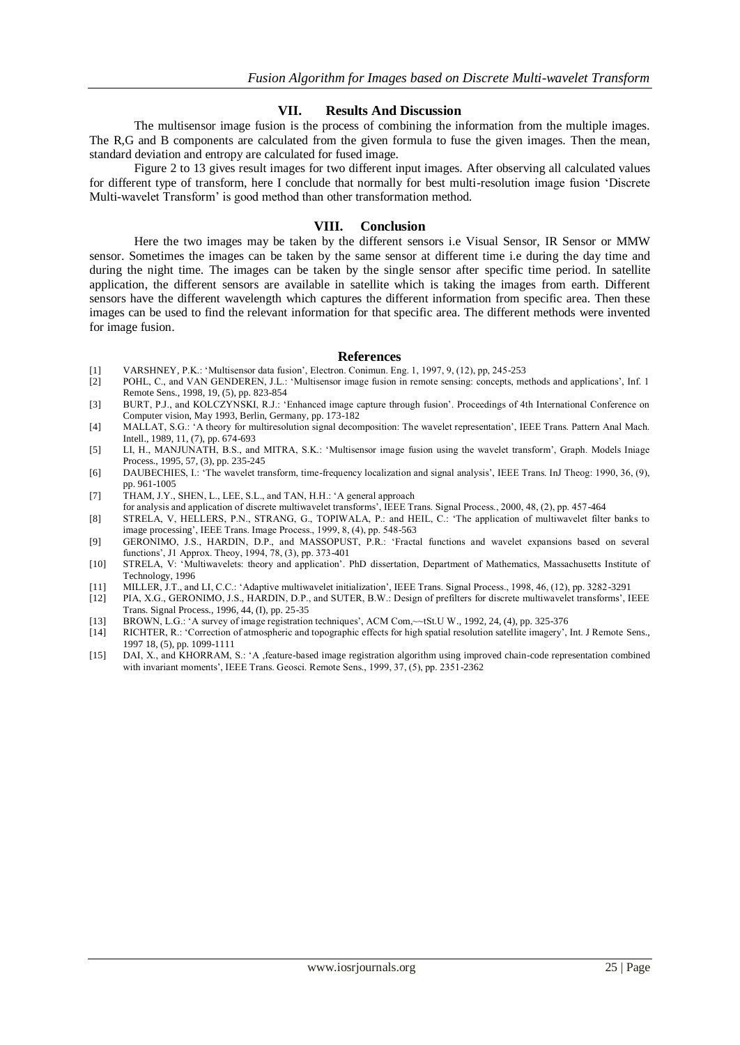## VII. Results And Discussion

The multisensor image fusion is the process of combining the information from the multiple images. The R,G and B components are calculated from the given formula to fuse the given images. Then the mean, standard deviation and entropy are calculated for fused image.

Figure 2 to 13 gives result images for two different input images. After observing all calculated values for different type of transform, here I conclude that normally for best multi-resolution image fusion 'Discrete Multi-wavelet Transform' is good method than other transformation method.

## VIII. Conclusion

Here the two images may be taken by the different sensors i.e Visual Sensor, IR Sensor or MMW sensor. Sometimes the images can be taken by the same sensor at different time i.e during the day time and during the night time. The images can be taken by the single sensor after specific time period. In satellite application, the different sensors are available in satellite which is taking the images from earth. Different sensors have the different wavelength which captures the different information from specific area. Then these images can be used to find the relevant information for that specific area. The different methods were invented for image fusion.

## References

[1] VARSHNEY, P.K.: 'Multisensor data fusion', Electron. Conimun. Eng. 1, 1997, 9, (12), pp, 245-253

[2] POHL, C., and VAN GENDEREN, J.L.: 'Multisensor image fusion in remote sensing: concepts, methods and applications', Inf. 1 Remote Sens., 1998, 19, (5), pp. 823-854

[3] BURT, P.J., and KOLCZYNSKI, R.J.: 'Enhanced image capture through fusion'. Proceedings of 4th International Conference on Computer vision, May 1993, Berlin, Germany, pp. 173-182

[4] MALLAT, S.G.: 'A theory for multiresolution signal decomposition: The wavelet representation', IEEE Trans. Pattern Anal Mach. Intell., 1989, 11, (7), pp. 674-693

[5] LI, H., MANJUNATH, B.S., and MITRA, S.K.: 'Multisensor image fusion using the wavelet transform', Graph. Models Iniage Process., 1995, 57, (3), pp. 235-245

[6] DAUBECHIES, I.: 'The wavelet transform, time-frequency localization and signal analysis', IEEE Trans. InJ Theog: 1990, 36, (9), pp. 961-1005

[7] THAM, J.Y., SHEN, L., LEE, S.L., and TAN, H.H.: 'A general approach for analysis and application of discrete multiwavelet transforms', IEEE Trans. Signal Process., 2000, 48, (2), pp. 457-464

[8] STRELA, V, HELLERS, P.N., STRANG, G., TOPIWALA, P.: and HEIL, C.: 'The application of multiwavelet filter banks to image processing', IEEE Trans. Image Process., 1999, 8, (4), pp. 548-563

[9] GERONIMO, J.S., HARDIN, D.P., and MASSOPUST, P.R.: 'Fractal functions and wavelet expansions based on several functions', J1 Approx. Theoy, 1994, 78, (3), pp. 373-401

[10] STRELA, V: 'Multiwavelets: theory and application'. PhD dissertation, Department of Mathematics, Massachusetts Institute of Technology, 1996

[11] MILLER, J.T., and LI, C.C.: 'Adaptive multiwavelet initialization', IEEE Trans. Signal Process., 1998, 46, (12), pp. 3282-3291

[12] PIA, X.G., GERONIMO, J.S., HARDIN, D.P., and SUTER, B.W.: Design of prefilters for discrete multiwavelet transforms', IEEE Trans. Signal Process., 1996, 44, (I), pp. 25-35

[13] BROWN, L.G.: 'A survey of image registration techniques', ACM Com,~~tSt.U W., 1992, 24, (4), pp. 325-376

[14] RICHTER, R.: 'Correction of atmospheric and topographic effects for high spatial resolution satellite imagery', Int. J Remote Sens., 1997 18, (5), pp. 1099-1111

[15] DAI, X., and KHORRAM, S.: 'A ,feature-based image registration algorithm using improved chain-code representation combined with invariant moments', IEEE Trans. Geosci. Remote Sens., 1999, 37, (5), pp. 2351-2362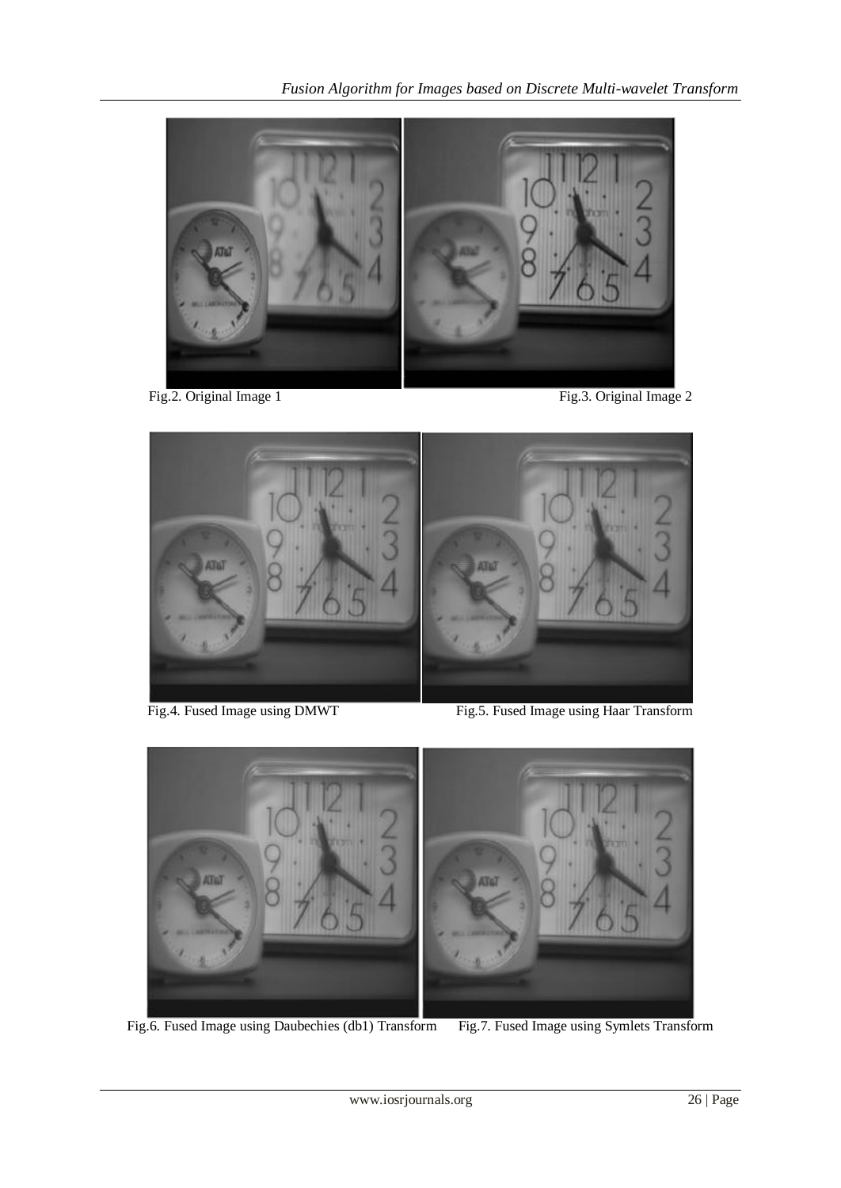Fig.2. Original Image 1

Fig.3. Original Image 2

Fig.4. Fused Image using DMWT

Fig.5. Fused Image using Haar Transform

Fig.6. Fused Image using Daubechies (db1) Transform

Fig.7. Fused Image using Symlets Transform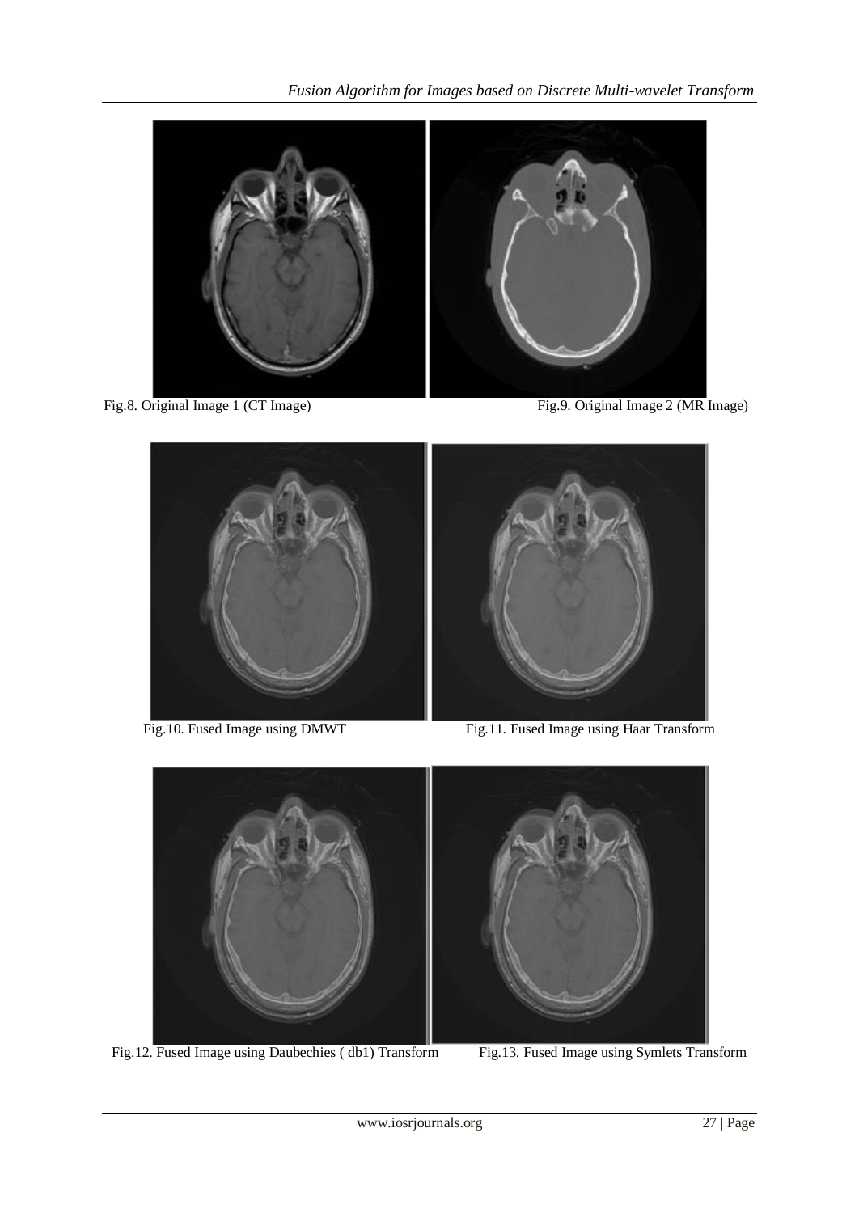Fig.8. Original Image 1 (CT Image)

Fig.9. Original Image 2 (MR Image)

Fig.10. Fused Image using DMWT

Fig.11. Fused Image using Haar Transform

Fig.12. Fused Image using Daubechies ( db1) Transform

Fig.13. Fused Image using Symlets Transform